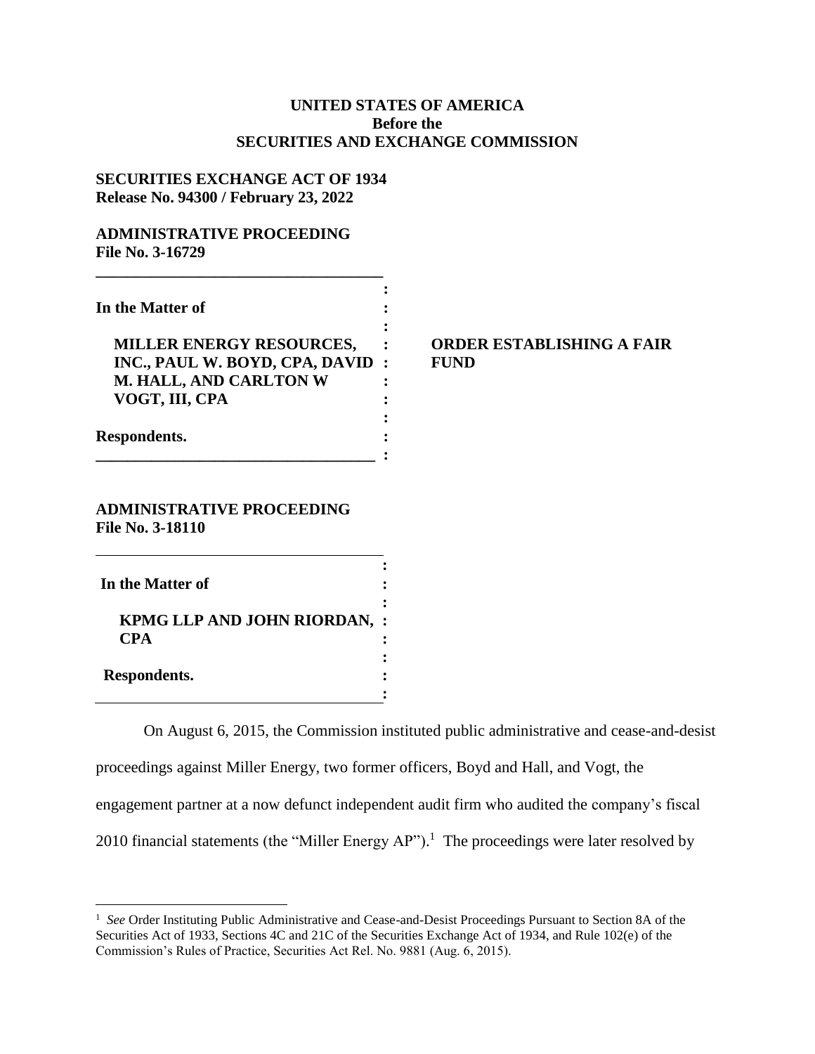**UNITED STATES OF AMERICA**
**Before the**
**SECURITIES AND EXCHANGE COMMISSION**

**SECURITIES EXCHANGE ACT OF 1934**
**Release No. 94300 / February 23, 2022**

**ADMINISTRATIVE PROCEEDING**
**File No. 3-16729**

**In the Matter of**

**MILLER ENERGY RESOURCES, INC., PAUL W. BOYD, CPA, DAVID M. HALL, AND CARLTON W VOGT, III, CPA**

**Respondents.**

**ORDER ESTABLISHING A FAIR FUND**

**ADMINISTRATIVE PROCEEDING**
**File No. 3-18110**

**In the Matter of**

**KPMG LLP AND JOHN RIORDAN, CPA**

**Respondents.**

On August 6, 2015, the Commission instituted public administrative and cease-and-desist proceedings against Miller Energy, two former officers, Boyd and Hall, and Vogt, the engagement partner at a now defunct independent audit firm who audited the company's fiscal 2010 financial statements (the "Miller Energy AP").[1] The proceedings were later resolved by

[1] *See* Order Instituting Public Administrative and Cease-and-Desist Proceedings Pursuant to Section 8A of the Securities Act of 1933, Sections 4C and 21C of the Securities Exchange Act of 1934, and Rule 102(e) of the Commission's Rules of Practice, Securities Act Rel. No. 9881 (Aug. 6, 2015).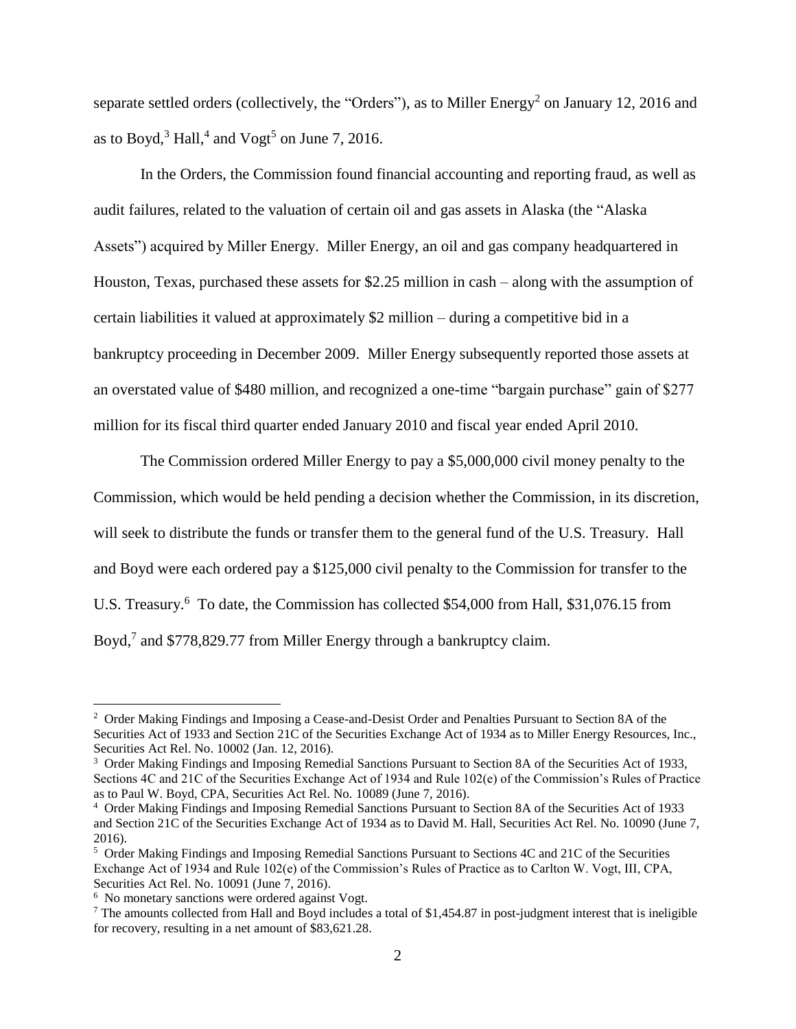separate settled orders (collectively, the "Orders"), as to Miller Energy[2] on January 12, 2016 and as to Boyd,[3] Hall,[4] and Vogt[5] on June 7, 2016.

In the Orders, the Commission found financial accounting and reporting fraud, as well as audit failures, related to the valuation of certain oil and gas assets in Alaska (the "Alaska Assets") acquired by Miller Energy. Miller Energy, an oil and gas company headquartered in Houston, Texas, purchased these assets for $2.25 million in cash – along with the assumption of certain liabilities it valued at approximately $2 million – during a competitive bid in a bankruptcy proceeding in December 2009. Miller Energy subsequently reported those assets at an overstated value of $480 million, and recognized a one-time "bargain purchase" gain of $277 million for its fiscal third quarter ended January 2010 and fiscal year ended April 2010.

The Commission ordered Miller Energy to pay a $5,000,000 civil money penalty to the Commission, which would be held pending a decision whether the Commission, in its discretion, will seek to distribute the funds or transfer them to the general fund of the U.S. Treasury. Hall and Boyd were each ordered pay a $125,000 civil penalty to the Commission for transfer to the U.S. Treasury.[6] To date, the Commission has collected $54,000 from Hall, $31,076.15 from Boyd,[7] and $778,829.77 from Miller Energy through a bankruptcy claim.

---

[2] Order Making Findings and Imposing a Cease-and-Desist Order and Penalties Pursuant to Section 8A of the Securities Act of 1933 and Section 21C of the Securities Exchange Act of 1934 as to Miller Energy Resources, Inc., Securities Act Rel. No. 10002 (Jan. 12, 2016).

[3] Order Making Findings and Imposing Remedial Sanctions Pursuant to Section 8A of the Securities Act of 1933, Sections 4C and 21C of the Securities Exchange Act of 1934 and Rule 102(e) of the Commission's Rules of Practice as to Paul W. Boyd, CPA, Securities Act Rel. No. 10089 (June 7, 2016).

[4] Order Making Findings and Imposing Remedial Sanctions Pursuant to Section 8A of the Securities Act of 1933 and Section 21C of the Securities Exchange Act of 1934 as to David M. Hall, Securities Act Rel. No. 10090 (June 7, 2016).

[5] Order Making Findings and Imposing Remedial Sanctions Pursuant to Sections 4C and 21C of the Securities Exchange Act of 1934 and Rule 102(e) of the Commission's Rules of Practice as to Carlton W. Vogt, III, CPA, Securities Act Rel. No. 10091 (June 7, 2016).

[6] No monetary sanctions were ordered against Vogt.

[7] The amounts collected from Hall and Boyd includes a total of $1,454.87 in post-judgment interest that is ineligible for recovery, resulting in a net amount of $83,621.28.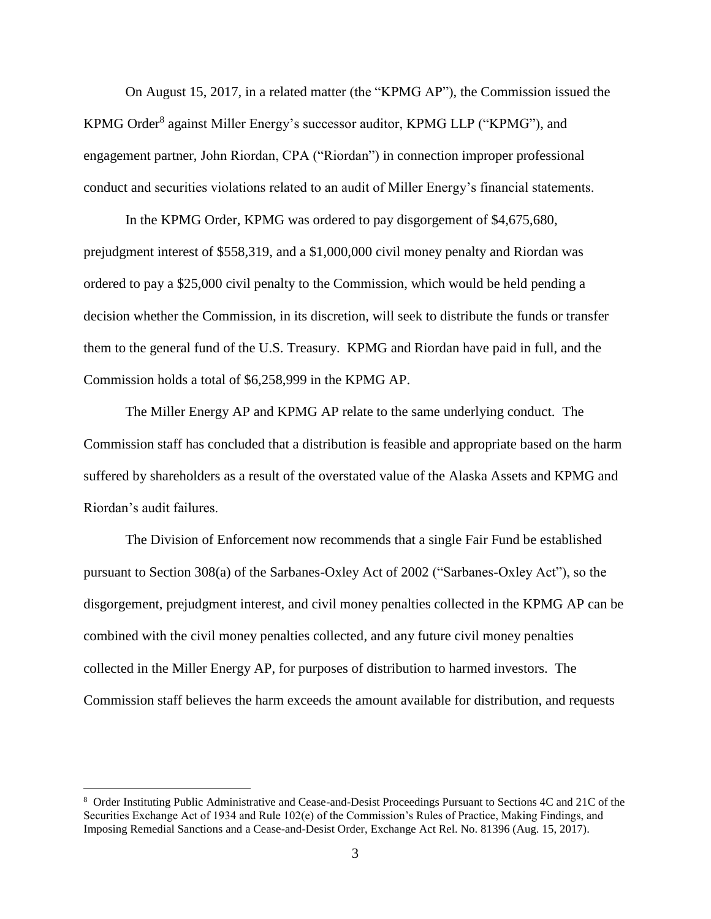On August 15, 2017, in a related matter (the "KPMG AP"), the Commission issued the KPMG Order[8] against Miller Energy's successor auditor, KPMG LLP ("KPMG"), and engagement partner, John Riordan, CPA ("Riordan") in connection improper professional conduct and securities violations related to an audit of Miller Energy's financial statements.

In the KPMG Order, KPMG was ordered to pay disgorgement of $4,675,680, prejudgment interest of $558,319, and a $1,000,000 civil money penalty and Riordan was ordered to pay a $25,000 civil penalty to the Commission, which would be held pending a decision whether the Commission, in its discretion, will seek to distribute the funds or transfer them to the general fund of the U.S. Treasury. KPMG and Riordan have paid in full, and the Commission holds a total of $6,258,999 in the KPMG AP.

The Miller Energy AP and KPMG AP relate to the same underlying conduct. The Commission staff has concluded that a distribution is feasible and appropriate based on the harm suffered by shareholders as a result of the overstated value of the Alaska Assets and KPMG and Riordan's audit failures.

The Division of Enforcement now recommends that a single Fair Fund be established pursuant to Section 308(a) of the Sarbanes-Oxley Act of 2002 ("Sarbanes-Oxley Act"), so the disgorgement, prejudgment interest, and civil money penalties collected in the KPMG AP can be combined with the civil money penalties collected, and any future civil money penalties collected in the Miller Energy AP, for purposes of distribution to harmed investors. The Commission staff believes the harm exceeds the amount available for distribution, and requests

---

[8] Order Instituting Public Administrative and Cease-and-Desist Proceedings Pursuant to Sections 4C and 21C of the Securities Exchange Act of 1934 and Rule 102(e) of the Commission's Rules of Practice, Making Findings, and Imposing Remedial Sanctions and a Cease-and-Desist Order, Exchange Act Rel. No. 81396 (Aug. 15, 2017).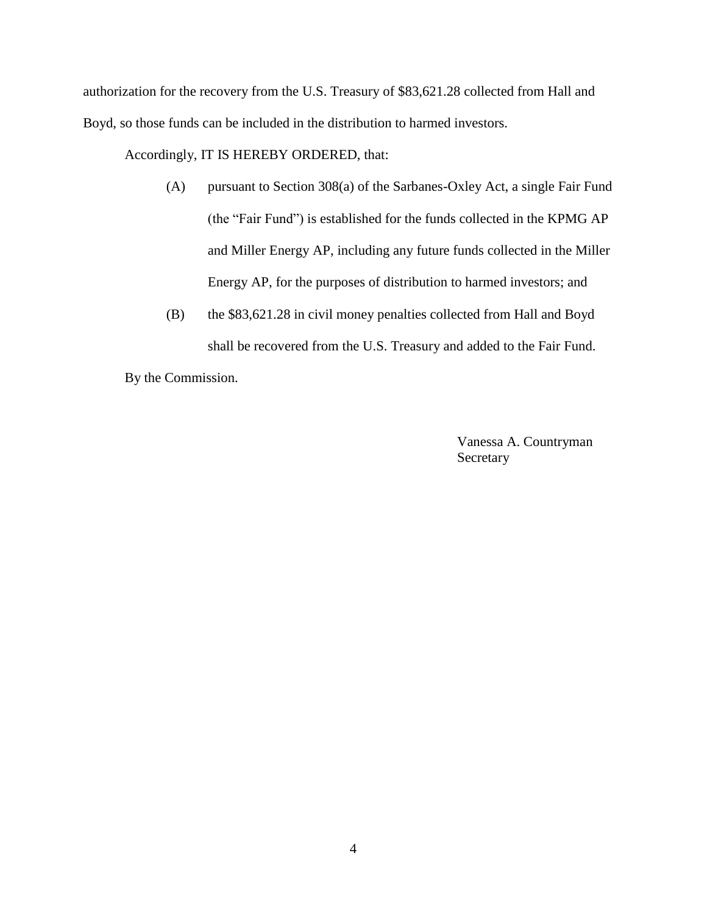authorization for the recovery from the U.S. Treasury of $83,621.28 collected from Hall and Boyd, so those funds can be included in the distribution to harmed investors.

Accordingly, IT IS HEREBY ORDERED, that:

(A) pursuant to Section 308(a) of the Sarbanes-Oxley Act, a single Fair Fund (the "Fair Fund") is established for the funds collected in the KPMG AP and Miller Energy AP, including any future funds collected in the Miller Energy AP, for the purposes of distribution to harmed investors; and

(B) the $83,621.28 in civil money penalties collected from Hall and Boyd shall be recovered from the U.S. Treasury and added to the Fair Fund.

By the Commission.

Vanessa A. Countryman
Secretary